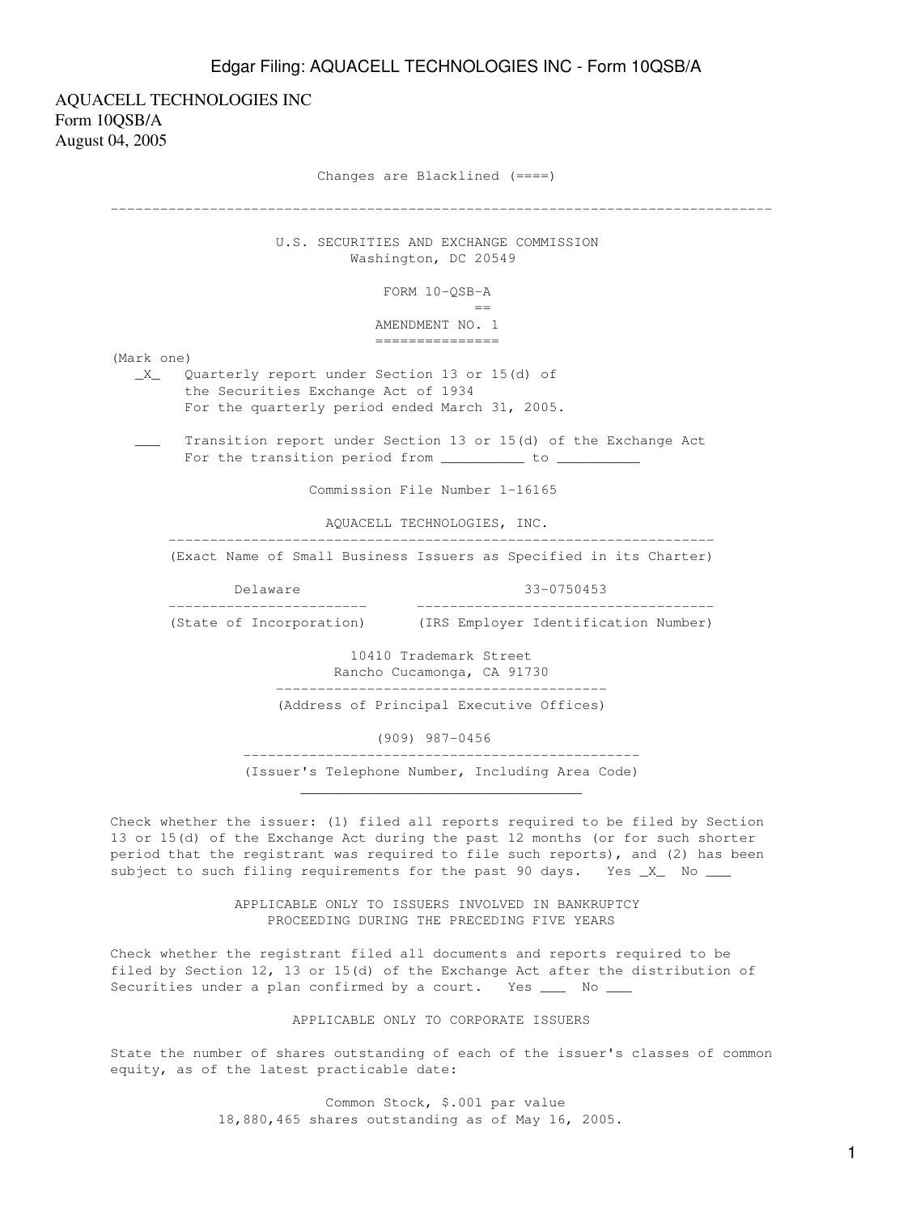AQUACELL TECHNOLOGIES INC
Form 10QSB/A
August 04, 2005

Changes are Blacklined (====)

---

U.S. SECURITIES AND EXCHANGE COMMISSION
Washington, DC 20549

FORM 10-QSB-A
==

AMENDMENT NO. 1
===============

(Mark one)

_X_ Quarterly report under Section 13 or 15(d) of the Securities Exchange Act of 1934
For the quarterly period ended March 31, 2005.

___ Transition report under Section 13 or 15(d) of the Exchange Act
For the transition period from __________ to __________

Commission File Number 1-16165

AQUACELL TECHNOLOGIES, INC.

(Exact Name of Small Business Issuers as Specified in its Charter)

| Delaware | 33-0750453 |
| --- | --- |
| (State of Incorporation) | (IRS Employer Identification Number) |

10410 Trademark Street
Rancho Cucamonga, CA 91730

(Address of Principal Executive Offices)

(909) 987-0456

(Issuer's Telephone Number, Including Area Code)

Check whether the issuer: (1) filed all reports required to be filed by Section 13 or 15(d) of the Exchange Act during the past 12 months (or for such shorter period that the registrant was required to file such reports), and (2) has been subject to such filing requirements for the past 90 days. Yes _X_ No ___

APPLICABLE ONLY TO ISSUERS INVOLVED IN BANKRUPTCY PROCEEDING DURING THE PRECEDING FIVE YEARS

Check whether the registrant filed all documents and reports required to be filed by Section 12, 13 or 15(d) of the Exchange Act after the distribution of Securities under a plan confirmed by a court. Yes ___ No ___

APPLICABLE ONLY TO CORPORATE ISSUERS

State the number of shares outstanding of each of the issuer's classes of common equity, as of the latest practicable date:

Common Stock, $.001 par value
18,880,465 shares outstanding as of May 16, 2005.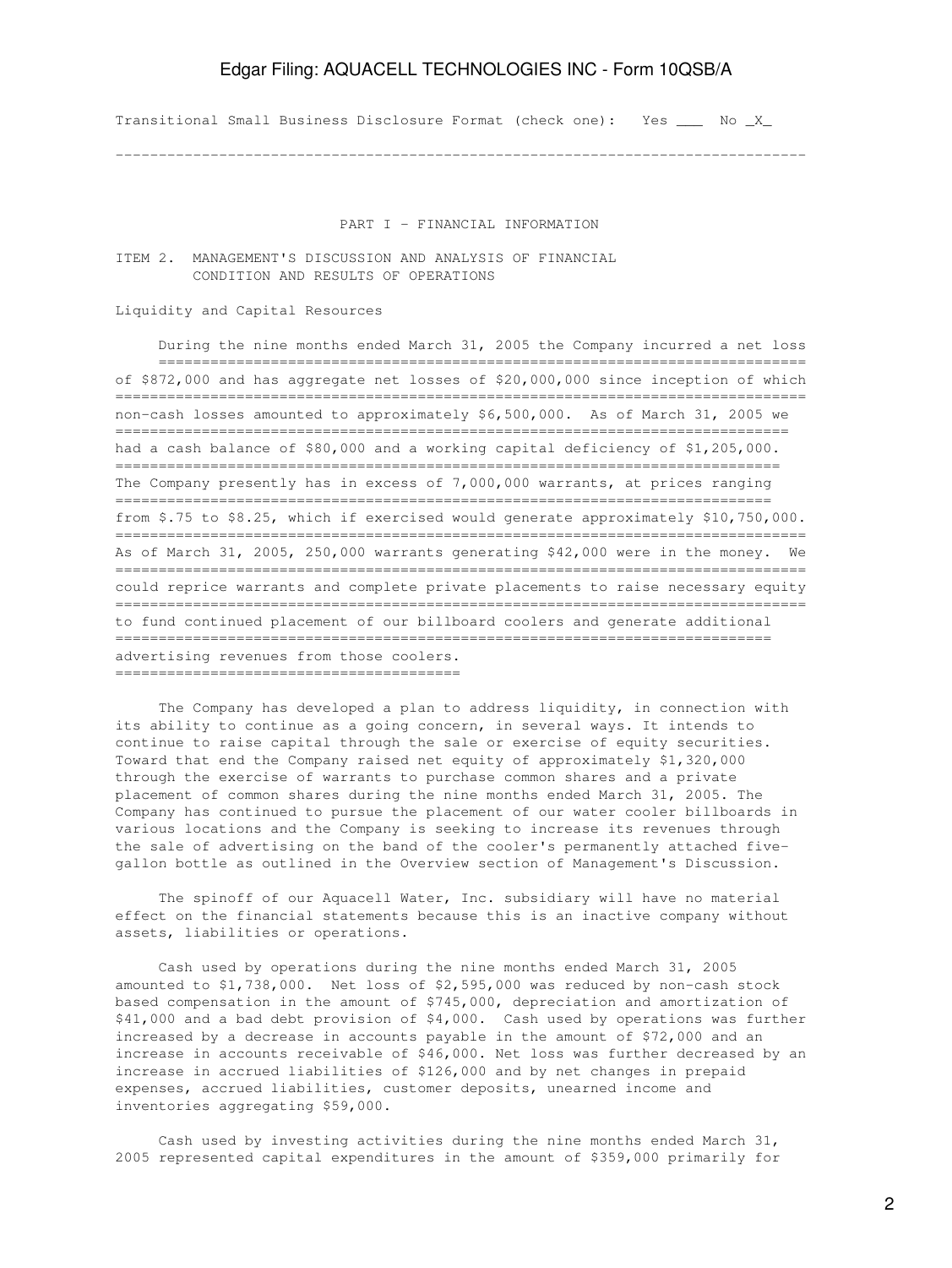Transitional Small Business Disclosure Format (check one): Yes ___ No _X_

---

PART I - FINANCIAL INFORMATION

ITEM 2. MANAGEMENT'S DISCUSSION AND ANALYSIS OF FINANCIAL CONDITION AND RESULTS OF OPERATIONS

Liquidity and Capital Resources

During the nine months ended March 31, 2005 the Company incurred a net loss of $872,000 and has aggregate net losses of $20,000,000 since inception of which non-cash losses amounted to approximately $6,500,000. As of March 31, 2005 we had a cash balance of $80,000 and a working capital deficiency of $1,205,000. The Company presently has in excess of 7,000,000 warrants, at prices ranging from $.75 to $8.25, which if exercised would generate approximately $10,750,000. As of March 31, 2005, 250,000 warrants generating $42,000 were in the money. We could reprice warrants and complete private placements to raise necessary equity to fund continued placement of our billboard coolers and generate additional advertising revenues from those coolers.

The Company has developed a plan to address liquidity, in connection with its ability to continue as a going concern, in several ways. It intends to continue to raise capital through the sale or exercise of equity securities. Toward that end the Company raised net equity of approximately $1,320,000 through the exercise of warrants to purchase common shares and a private placement of common shares during the nine months ended March 31, 2005. The Company has continued to pursue the placement of our water cooler billboards in various locations and the Company is seeking to increase its revenues through the sale of advertising on the band of the cooler's permanently attached five-gallon bottle as outlined in the Overview section of Management's Discussion.

The spinoff of our Aquacell Water, Inc. subsidiary will have no material effect on the financial statements because this is an inactive company without assets, liabilities or operations.

Cash used by operations during the nine months ended March 31, 2005 amounted to $1,738,000. Net loss of $2,595,000 was reduced by non-cash stock based compensation in the amount of $745,000, depreciation and amortization of $41,000 and a bad debt provision of $4,000. Cash used by operations was further increased by a decrease in accounts payable in the amount of $72,000 and an increase in accounts receivable of $46,000. Net loss was further decreased by an increase in accrued liabilities of $126,000 and by net changes in prepaid expenses, accrued liabilities, customer deposits, unearned income and inventories aggregating $59,000.

Cash used by investing activities during the nine months ended March 31, 2005 represented capital expenditures in the amount of $359,000 primarily for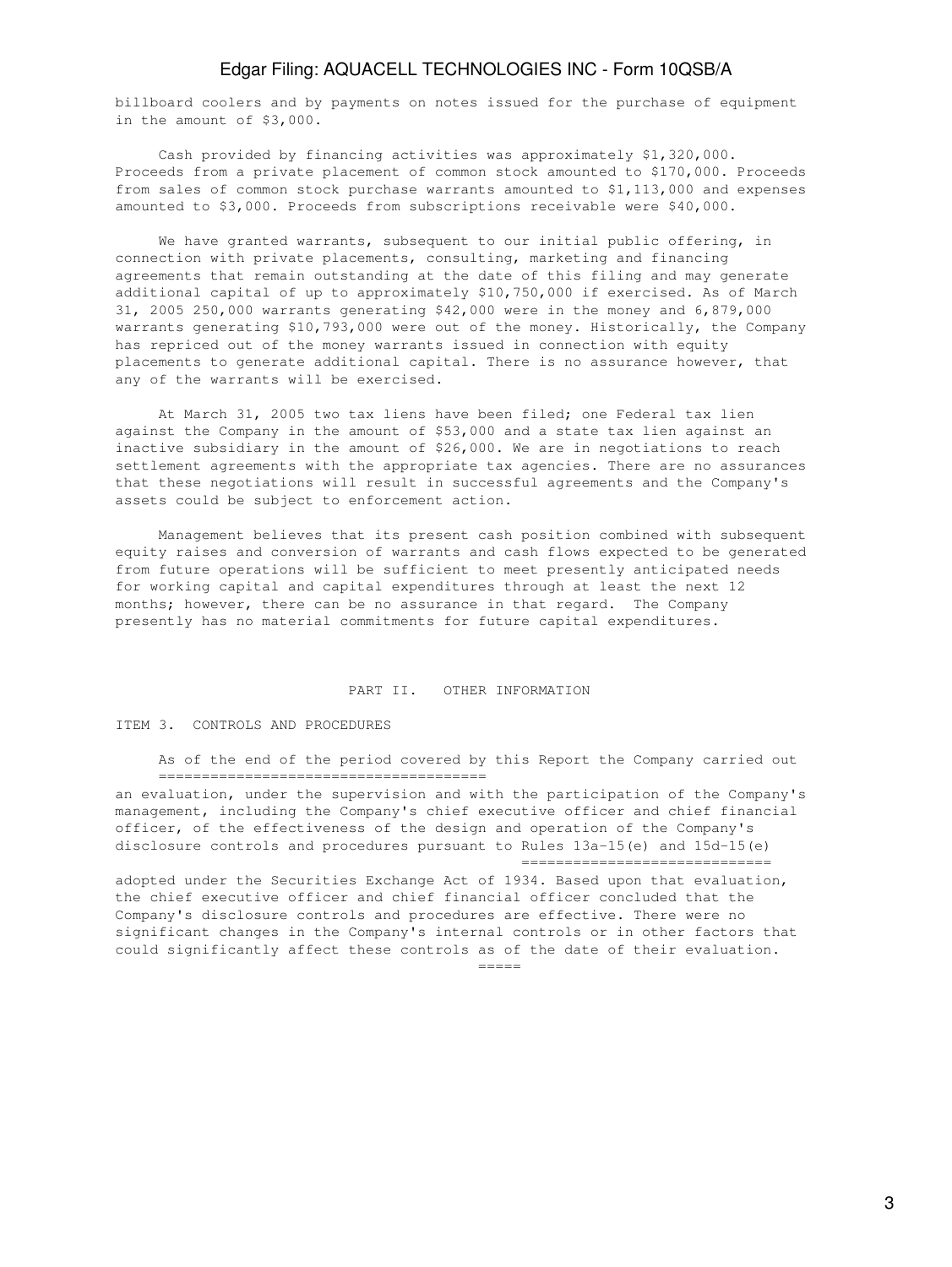billboard coolers and by payments on notes issued for the purchase of equipment in the amount of $3,000.

Cash provided by financing activities was approximately $1,320,000. Proceeds from a private placement of common stock amounted to $170,000. Proceeds from sales of common stock purchase warrants amounted to $1,113,000 and expenses amounted to $3,000. Proceeds from subscriptions receivable were $40,000.

We have granted warrants, subsequent to our initial public offering, in connection with private placements, consulting, marketing and financing agreements that remain outstanding at the date of this filing and may generate additional capital of up to approximately $10,750,000 if exercised. As of March 31, 2005 250,000 warrants generating $42,000 were in the money and 6,879,000 warrants generating $10,793,000 were out of the money. Historically, the Company has repriced out of the money warrants issued in connection with equity placements to generate additional capital. There is no assurance however, that any of the warrants will be exercised.

At March 31, 2005 two tax liens have been filed; one Federal tax lien against the Company in the amount of $53,000 and a state tax lien against an inactive subsidiary in the amount of $26,000. We are in negotiations to reach settlement agreements with the appropriate tax agencies. There are no assurances that these negotiations will result in successful agreements and the Company's assets could be subject to enforcement action.

Management believes that its present cash position combined with subsequent equity raises and conversion of warrants and cash flows expected to be generated from future operations will be sufficient to meet presently anticipated needs for working capital and capital expenditures through at least the next 12 months; however, there can be no assurance in that regard. The Company presently has no material commitments for future capital expenditures.

## PART II. OTHER INFORMATION

### ITEM 3. CONTROLS AND PROCEDURES

As of the end of the period covered by this Report the Company carried out an evaluation, under the supervision and with the participation of the Company's management, including the Company's chief executive officer and chief financial officer, of the effectiveness of the design and operation of the Company's disclosure controls and procedures pursuant to Rules 13a-15(e) and 15d-15(e) adopted under the Securities Exchange Act of 1934. Based upon that evaluation, the chief executive officer and chief financial officer concluded that the Company's disclosure controls and procedures are effective. There were no significant changes in the Company's internal controls or in other factors that could significantly affect these controls as of the date of their evaluation.